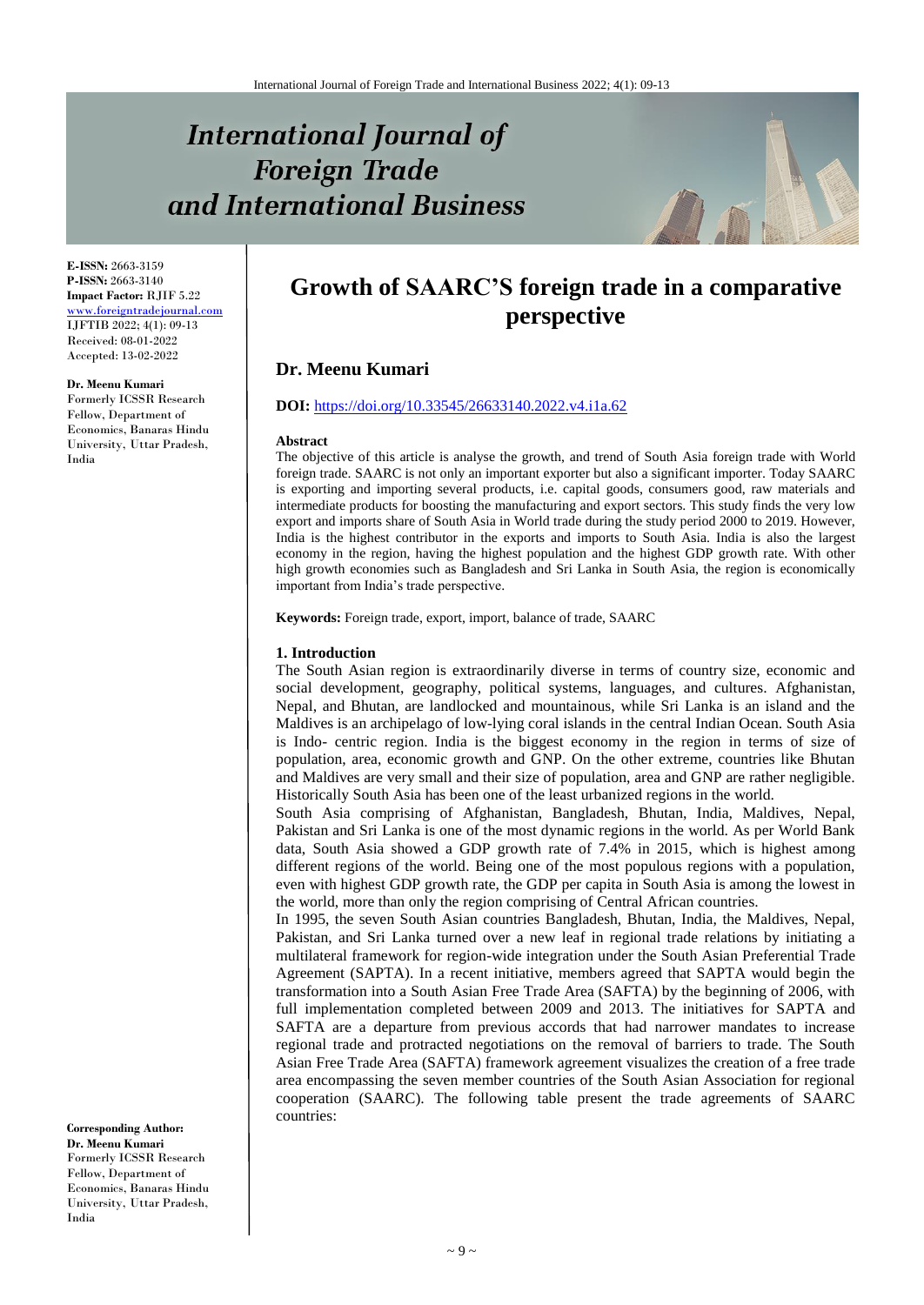# Growth of SAARC'S foreign trade in a comparative perspective

## Dr. Meenu Kumari

**DOI:** https://doi.org/10.33545/26633140.2022.v4.i1a.62

**E-ISSN:** 2663-3159
**P-ISSN:** 2663-3140
**Impact Factor:** RJIF 5.22
www.foreigntradejournal.com
IJFTIB 2022; 4(1): 09-13
Received: 08-01-2022
Accepted: 13-02-2022

**Dr. Meenu Kumari**
Formerly ICSSR Research Fellow, Department of Economics, Banaras Hindu University, Uttar Pradesh, India

**Corresponding Author:**
**Dr. Meenu Kumari**
Formerly ICSSR Research Fellow, Department of Economics, Banaras Hindu University, Uttar Pradesh, India

### Abstract

The objective of this article is analyse the growth, and trend of South Asia foreign trade with World foreign trade. SAARC is not only an important exporter but also a significant importer. Today SAARC is exporting and importing several products, i.e. capital goods, consumers good, raw materials and intermediate products for boosting the manufacturing and export sectors. This study finds the very low export and imports share of South Asia in World trade during the study period 2000 to 2019. However, India is the highest contributor in the exports and imports to South Asia. India is also the largest economy in the region, having the highest population and the highest GDP growth rate. With other high growth economies such as Bangladesh and Sri Lanka in South Asia, the region is economically important from India's trade perspective.

**Keywords:** Foreign trade, export, import, balance of trade, SAARC

### 1. Introduction

The South Asian region is extraordinarily diverse in terms of country size, economic and social development, geography, political systems, languages, and cultures. Afghanistan, Nepal, and Bhutan, are landlocked and mountainous, while Sri Lanka is an island and the Maldives is an archipelago of low-lying coral islands in the central Indian Ocean. South Asia is Indo- centric region. India is the biggest economy in the region in terms of size of population, area, economic growth and GNP. On the other extreme, countries like Bhutan and Maldives are very small and their size of population, area and GNP are rather negligible. Historically South Asia has been one of the least urbanized regions in the world.

South Asia comprising of Afghanistan, Bangladesh, Bhutan, India, Maldives, Nepal, Pakistan and Sri Lanka is one of the most dynamic regions in the world. As per World Bank data, South Asia showed a GDP growth rate of 7.4% in 2015, which is highest among different regions of the world. Being one of the most populous regions with a population, even with highest GDP growth rate, the GDP per capita in South Asia is among the lowest in the world, more than only the region comprising of Central African countries.

In 1995, the seven South Asian countries Bangladesh, Bhutan, India, the Maldives, Nepal, Pakistan, and Sri Lanka turned over a new leaf in regional trade relations by initiating a multilateral framework for region-wide integration under the South Asian Preferential Trade Agreement (SAPTA). In a recent initiative, members agreed that SAPTA would begin the transformation into a South Asian Free Trade Area (SAFTA) by the beginning of 2006, with full implementation completed between 2009 and 2013. The initiatives for SAPTA and SAFTA are a departure from previous accords that had narrower mandates to increase regional trade and protracted negotiations on the removal of barriers to trade. The South Asian Free Trade Area (SAFTA) framework agreement visualizes the creation of a free trade area encompassing the seven member countries of the South Asian Association for regional cooperation (SAARC). The following table present the trade agreements of SAARC countries: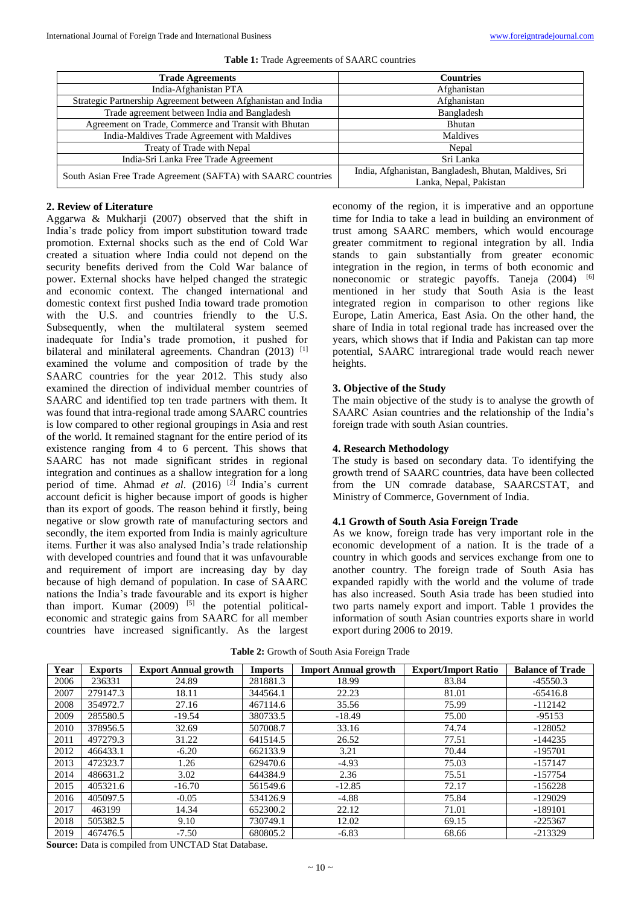**Table 1:** Trade Agreements of SAARC countries

| Trade Agreements | Countries |
|---|---|
| India-Afghanistan PTA | Afghanistan |
| Strategic Partnership Agreement between Afghanistan and India | Afghanistan |
| Trade agreement between India and Bangladesh | Bangladesh |
| Agreement on Trade, Commerce and Transit with Bhutan | Bhutan |
| India-Maldives Trade Agreement with Maldives | Maldives |
| Treaty of Trade with Nepal | Nepal |
| India-Sri Lanka Free Trade Agreement | Sri Lanka |
| South Asian Free Trade Agreement (SAFTA) with SAARC countries | India, Afghanistan, Bangladesh, Bhutan, Maldives, Sri Lanka, Nepal, Pakistan |

## 2. Review of Literature

Aggarwa & Mukharji (2007) observed that the shift in India's trade policy from import substitution toward trade promotion. External shocks such as the end of Cold War created a situation where India could not depend on the security benefits derived from the Cold War balance of power. External shocks have helped changed the strategic and economic context. The changed international and domestic context first pushed India toward trade promotion with the U.S. and countries friendly to the U.S. Subsequently, when the multilateral system seemed inadequate for India's trade promotion, it pushed for bilateral and minilateral agreements. Chandran (2013) [1] examined the volume and composition of trade by the SAARC countries for the year 2012. This study also examined the direction of individual member countries of SAARC and identified top ten trade partners with them. It was found that intra-regional trade among SAARC countries is low compared to other regional groupings in Asia and rest of the world. It remained stagnant for the entire period of its existence ranging from 4 to 6 percent. This shows that SAARC has not made significant strides in regional integration and continues as a shallow integration for a long period of time. Ahmad *et al*. (2016) [2] India's current account deficit is higher because import of goods is higher than its export of goods. The reason behind it firstly, being negative or slow growth rate of manufacturing sectors and secondly, the item exported from India is mainly agriculture items. Further it was also analysed India's trade relationship with developed countries and found that it was unfavourable and requirement of import are increasing day by day because of high demand of population. In case of SAARC nations the India's trade favourable and its export is higher than import. Kumar (2009) [5] the potential political-economic and strategic gains from SAARC for all member countries have increased significantly. As the largest economy of the region, it is imperative and an opportune time for India to take a lead in building an environment of trust among SAARC members, which would encourage greater commitment to regional integration by all. India stands to gain substantially from greater economic integration in the region, in terms of both economic and noneconomic or strategic payoffs. Taneja (2004) [6] mentioned in her study that South Asia is the least integrated region in comparison to other regions like Europe, Latin America, East Asia. On the other hand, the share of India in total regional trade has increased over the years, which shows that if India and Pakistan can tap more potential, SAARC intraregional trade would reach newer heights.

## 3. Objective of the Study

The main objective of the study is to analyse the growth of SAARC Asian countries and the relationship of the India's foreign trade with south Asian countries.

## 4. Research Methodology

The study is based on secondary data. To identifying the growth trend of SAARC countries, data have been collected from the UN comrade database, SAARCSTAT, and Ministry of Commerce, Government of India.

### 4.1 Growth of South Asia Foreign Trade

As we know, foreign trade has very important role in the economic development of a nation. It is the trade of a country in which goods and services exchange from one to another country. The foreign trade of South Asia has expanded rapidly with the world and the volume of trade has also increased. South Asia trade has been studied into two parts namely export and import. Table 1 provides the information of south Asian countries exports share in world export during 2006 to 2019.

**Table 2:** Growth of South Asia Foreign Trade

| Year | Exports | Export Annual growth | Imports | Import Annual growth | Export/Import Ratio | Balance of Trade |
|---|---|---|---|---|---|---|
| 2006 | 236331 | 24.89 | 281881.3 | 18.99 | 83.84 | -45550.3 |
| 2007 | 279147.3 | 18.11 | 344564.1 | 22.23 | 81.01 | -65416.8 |
| 2008 | 354972.7 | 27.16 | 467114.6 | 35.56 | 75.99 | -112142 |
| 2009 | 285580.5 | -19.54 | 380733.5 | -18.49 | 75.00 | -95153 |
| 2010 | 378956.5 | 32.69 | 507008.7 | 33.16 | 74.74 | -128052 |
| 2011 | 497279.3 | 31.22 | 641514.5 | 26.52 | 77.51 | -144235 |
| 2012 | 466433.1 | -6.20 | 662133.9 | 3.21 | 70.44 | -195701 |
| 2013 | 472323.7 | 1.26 | 629470.6 | -4.93 | 75.03 | -157147 |
| 2014 | 486631.2 | 3.02 | 644384.9 | 2.36 | 75.51 | -157754 |
| 2015 | 405321.6 | -16.70 | 561549.6 | -12.85 | 72.17 | -156228 |
| 2016 | 405097.5 | -0.05 | 534126.9 | -4.88 | 75.84 | -129029 |
| 2017 | 463199 | 14.34 | 652300.2 | 22.12 | 71.01 | -189101 |
| 2018 | 505382.5 | 9.10 | 730749.1 | 12.02 | 69.15 | -225367 |
| 2019 | 467476.5 | -7.50 | 680805.2 | -6.83 | 68.66 | -213329 |

**Source:** Data is compiled from UNCTAD Stat Database.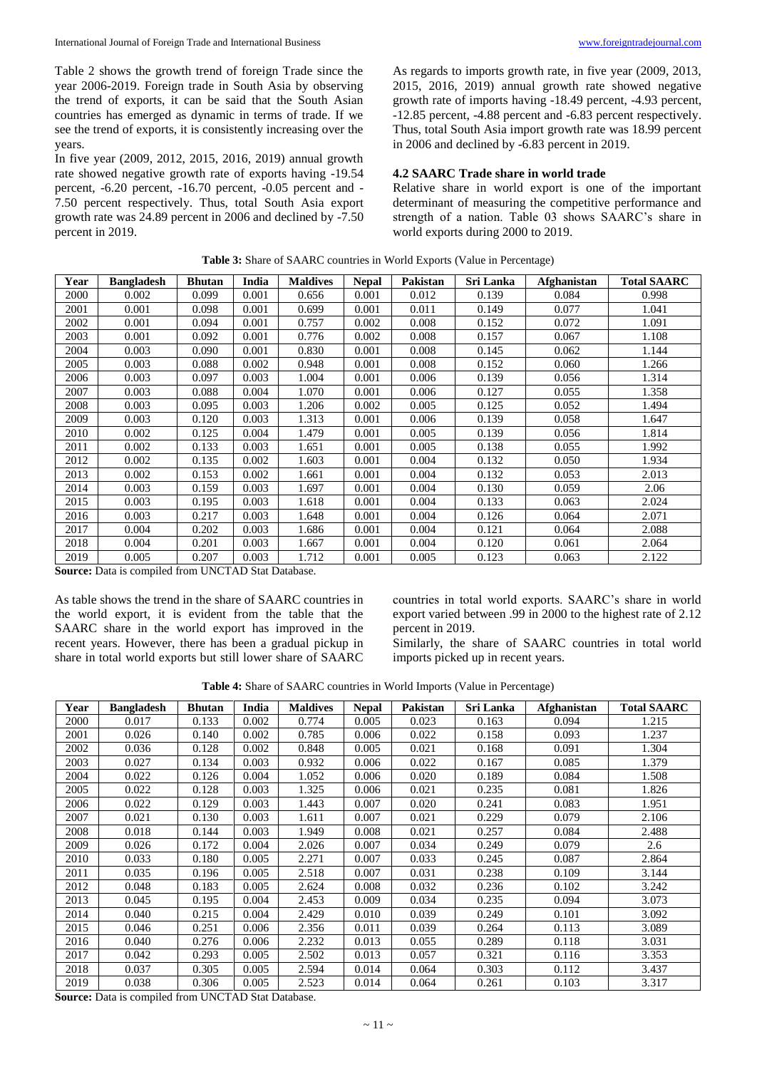Table 2 shows the growth trend of foreign Trade since the year 2006-2019. Foreign trade in South Asia by observing the trend of exports, it can be said that the South Asian countries has emerged as dynamic in terms of trade. If we see the trend of exports, it is consistently increasing over the years.

In five year (2009, 2012, 2015, 2016, 2019) annual growth rate showed negative growth rate of exports having -19.54 percent, -6.20 percent, -16.70 percent, -0.05 percent and -7.50 percent respectively. Thus, total South Asia export growth rate was 24.89 percent in 2006 and declined by -7.50 percent in 2019.

As regards to imports growth rate, in five year (2009, 2013, 2015, 2016, 2019) annual growth rate showed negative growth rate of imports having -18.49 percent, -4.93 percent, -12.85 percent, -4.88 percent and -6.83 percent respectively. Thus, total South Asia import growth rate was 18.99 percent in 2006 and declined by -6.83 percent in 2019.

### 4.2 SAARC Trade share in world trade

Relative share in world export is one of the important determinant of measuring the competitive performance and strength of a nation. Table 03 shows SAARC's share in world exports during 2000 to 2019.

**Table 3:** Share of SAARC countries in World Exports (Value in Percentage)

| Year | Bangladesh | Bhutan | India | Maldives | Nepal | Pakistan | Sri Lanka | Afghanistan | Total SAARC |
|---|---|---|---|---|---|---|---|---|---|
| 2000 | 0.002 | 0.099 | 0.001 | 0.656 | 0.001 | 0.012 | 0.139 | 0.084 | 0.998 |
| 2001 | 0.001 | 0.098 | 0.001 | 0.699 | 0.001 | 0.011 | 0.149 | 0.077 | 1.041 |
| 2002 | 0.001 | 0.094 | 0.001 | 0.757 | 0.002 | 0.008 | 0.152 | 0.072 | 1.091 |
| 2003 | 0.001 | 0.092 | 0.001 | 0.776 | 0.002 | 0.008 | 0.157 | 0.067 | 1.108 |
| 2004 | 0.003 | 0.090 | 0.001 | 0.830 | 0.001 | 0.008 | 0.145 | 0.062 | 1.144 |
| 2005 | 0.003 | 0.088 | 0.002 | 0.948 | 0.001 | 0.008 | 0.152 | 0.060 | 1.266 |
| 2006 | 0.003 | 0.097 | 0.003 | 1.004 | 0.001 | 0.006 | 0.139 | 0.056 | 1.314 |
| 2007 | 0.003 | 0.088 | 0.004 | 1.070 | 0.001 | 0.006 | 0.127 | 0.055 | 1.358 |
| 2008 | 0.003 | 0.095 | 0.003 | 1.206 | 0.002 | 0.005 | 0.125 | 0.052 | 1.494 |
| 2009 | 0.003 | 0.120 | 0.003 | 1.313 | 0.001 | 0.006 | 0.139 | 0.058 | 1.647 |
| 2010 | 0.002 | 0.125 | 0.004 | 1.479 | 0.001 | 0.005 | 0.139 | 0.056 | 1.814 |
| 2011 | 0.002 | 0.133 | 0.003 | 1.651 | 0.001 | 0.005 | 0.138 | 0.055 | 1.992 |
| 2012 | 0.002 | 0.135 | 0.002 | 1.603 | 0.001 | 0.004 | 0.132 | 0.050 | 1.934 |
| 2013 | 0.002 | 0.153 | 0.002 | 1.661 | 0.001 | 0.004 | 0.132 | 0.053 | 2.013 |
| 2014 | 0.003 | 0.159 | 0.003 | 1.697 | 0.001 | 0.004 | 0.130 | 0.059 | 2.06 |
| 2015 | 0.003 | 0.195 | 0.003 | 1.618 | 0.001 | 0.004 | 0.133 | 0.063 | 2.024 |
| 2016 | 0.003 | 0.217 | 0.003 | 1.648 | 0.001 | 0.004 | 0.126 | 0.064 | 2.071 |
| 2017 | 0.004 | 0.202 | 0.003 | 1.686 | 0.001 | 0.004 | 0.121 | 0.064 | 2.088 |
| 2018 | 0.004 | 0.201 | 0.003 | 1.667 | 0.001 | 0.004 | 0.120 | 0.061 | 2.064 |
| 2019 | 0.005 | 0.207 | 0.003 | 1.712 | 0.001 | 0.005 | 0.123 | 0.063 | 2.122 |

**Source:** Data is compiled from UNCTAD Stat Database.

As table shows the trend in the share of SAARC countries in the world export, it is evident from the table that the SAARC share in the world export has improved in the recent years. However, there has been a gradual pickup in share in total world exports but still lower share of SAARC countries in total world exports. SAARC's share in world export varied between .99 in 2000 to the highest rate of 2.12 percent in 2019.

Similarly, the share of SAARC countries in total world imports picked up in recent years.

**Table 4:** Share of SAARC countries in World Imports (Value in Percentage)

| Year | Bangladesh | Bhutan | India | Maldives | Nepal | Pakistan | Sri Lanka | Afghanistan | Total SAARC |
|---|---|---|---|---|---|---|---|---|---|
| 2000 | 0.017 | 0.133 | 0.002 | 0.774 | 0.005 | 0.023 | 0.163 | 0.094 | 1.215 |
| 2001 | 0.026 | 0.140 | 0.002 | 0.785 | 0.006 | 0.022 | 0.158 | 0.093 | 1.237 |
| 2002 | 0.036 | 0.128 | 0.002 | 0.848 | 0.005 | 0.021 | 0.168 | 0.091 | 1.304 |
| 2003 | 0.027 | 0.134 | 0.003 | 0.932 | 0.006 | 0.022 | 0.167 | 0.085 | 1.379 |
| 2004 | 0.022 | 0.126 | 0.004 | 1.052 | 0.006 | 0.020 | 0.189 | 0.084 | 1.508 |
| 2005 | 0.022 | 0.128 | 0.003 | 1.325 | 0.006 | 0.021 | 0.235 | 0.081 | 1.826 |
| 2006 | 0.022 | 0.129 | 0.003 | 1.443 | 0.007 | 0.020 | 0.241 | 0.083 | 1.951 |
| 2007 | 0.021 | 0.130 | 0.003 | 1.611 | 0.007 | 0.021 | 0.229 | 0.079 | 2.106 |
| 2008 | 0.018 | 0.144 | 0.003 | 1.949 | 0.008 | 0.021 | 0.257 | 0.084 | 2.488 |
| 2009 | 0.026 | 0.172 | 0.004 | 2.026 | 0.007 | 0.034 | 0.249 | 0.079 | 2.6 |
| 2010 | 0.033 | 0.180 | 0.005 | 2.271 | 0.007 | 0.033 | 0.245 | 0.087 | 2.864 |
| 2011 | 0.035 | 0.196 | 0.005 | 2.518 | 0.007 | 0.031 | 0.238 | 0.109 | 3.144 |
| 2012 | 0.048 | 0.183 | 0.005 | 2.624 | 0.008 | 0.032 | 0.236 | 0.102 | 3.242 |
| 2013 | 0.045 | 0.195 | 0.004 | 2.453 | 0.009 | 0.034 | 0.235 | 0.094 | 3.073 |
| 2014 | 0.040 | 0.215 | 0.004 | 2.429 | 0.010 | 0.039 | 0.249 | 0.101 | 3.092 |
| 2015 | 0.046 | 0.251 | 0.006 | 2.356 | 0.011 | 0.039 | 0.264 | 0.113 | 3.089 |
| 2016 | 0.040 | 0.276 | 0.006 | 2.232 | 0.013 | 0.055 | 0.289 | 0.118 | 3.031 |
| 2017 | 0.042 | 0.293 | 0.005 | 2.502 | 0.013 | 0.057 | 0.321 | 0.116 | 3.353 |
| 2018 | 0.037 | 0.305 | 0.005 | 2.594 | 0.014 | 0.064 | 0.303 | 0.112 | 3.437 |
| 2019 | 0.038 | 0.306 | 0.005 | 2.523 | 0.014 | 0.064 | 0.261 | 0.103 | 3.317 |

**Source:** Data is compiled from UNCTAD Stat Database.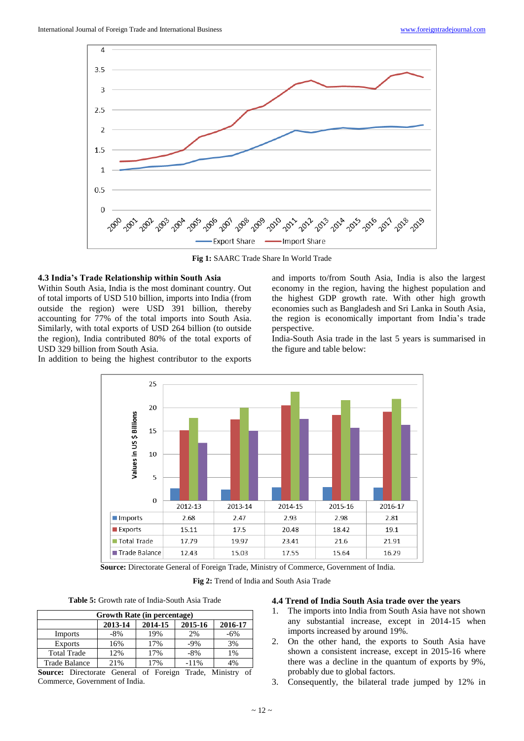Fig 1: SAARC Trade Share In World Trade

### 4.3 India's Trade Relationship within South Asia

Within South Asia, India is the most dominant country. Out of total imports of USD 510 billion, imports into India (from outside the region) were USD 391 billion, thereby accounting for 77% of the total imports into South Asia. Similarly, with total exports of USD 264 billion (to outside the region), India contributed 80% of the total exports of USD 329 billion from South Asia.

In addition to being the highest contributor to the exports and imports to/from South Asia, India is also the largest economy in the region, having the highest population and the highest GDP growth rate. With other high growth economies such as Bangladesh and Sri Lanka in South Asia, the region is economically important from India's trade perspective.

India-South Asia trade in the last 5 years is summarised in the figure and table below:

| | 2012-13 | 2013-14 | 2014-15 | 2015-16 | 2016-17 |
|---|---|---|---|---|---|
| Imports | 2.68 | 2.47 | 2.93 | 2.98 | 2.81 |
| Exports | 15.11 | 17.5 | 20.48 | 18.42 | 19.1 |
| Total Trade | 17.79 | 19.97 | 23.41 | 21.6 | 21.91 |
| Trade Balance | 12.43 | 15.03 | 17.55 | 15.64 | 16.29 |

**Source:** Directorate General of Foreign Trade, Ministry of Commerce, Government of India.

**Fig 2:** Trend of India and South Asia Trade

**Table 5:** Growth rate of India-South Asia Trade

| | Growth Rate (in percentage) | | | |
|---|---|---|---|---|
| | 2013-14 | 2014-15 | 2015-16 | 2016-17 |
| Imports | -8% | 19% | 2% | -6% |
| Exports | 16% | 17% | -9% | 3% |
| Total Trade | 12% | 17% | -8% | 1% |
| Trade Balance | 21% | 17% | -11% | 4% |

**Source:** Directorate General of Foreign Trade, Ministry of Commerce, Government of India.

### 4.4 Trend of India South Asia trade over the years

1. The imports into India from South Asia have not shown any substantial increase, except in 2014-15 when imports increased by around 19%.
2. On the other hand, the exports to South Asia have shown a consistent increase, except in 2015-16 where there was a decline in the quantum of exports by 9%, probably due to global factors.
3. Consequently, the bilateral trade jumped by 12% in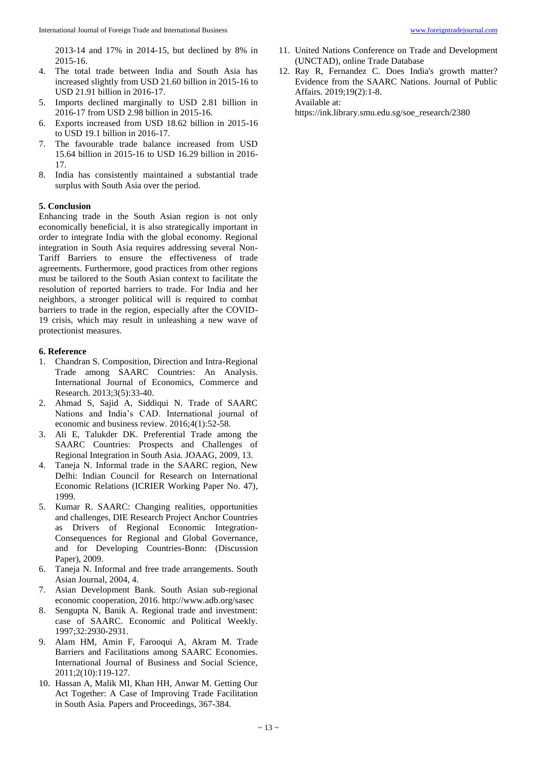2013-14 and 17% in 2014-15, but declined by 8% in 2015-16.

4. The total trade between India and South Asia has increased slightly from USD 21.60 billion in 2015-16 to USD 21.91 billion in 2016-17.
5. Imports declined marginally to USD 2.81 billion in 2016-17 from USD 2.98 billion in 2015-16.
6. Exports increased from USD 18.62 billion in 2015-16 to USD 19.1 billion in 2016-17.
7. The favourable trade balance increased from USD 15.64 billion in 2015-16 to USD 16.29 billion in 2016-17.
8. India has consistently maintained a substantial trade surplus with South Asia over the period.

## 5. Conclusion

Enhancing trade in the South Asian region is not only economically beneficial, it is also strategically important in order to integrate India with the global economy. Regional integration in South Asia requires addressing several Non-Tariff Barriers to ensure the effectiveness of trade agreements. Furthermore, good practices from other regions must be tailored to the South Asian context to facilitate the resolution of reported barriers to trade. For India and her neighbors, a stronger political will is required to combat barriers to trade in the region, especially after the COVID-19 crisis, which may result in unleashing a new wave of protectionist measures.

## 6. Reference

1. Chandran S. Composition, Direction and Intra-Regional Trade among SAARC Countries: An Analysis. International Journal of Economics, Commerce and Research. 2013;3(5):33-40.
2. Ahmad S, Sajid A, Siddiqui N. Trade of SAARC Nations and India's CAD. International journal of economic and business review. 2016;4(1):52-58.
3. Ali E, Talukder DK. Preferential Trade among the SAARC Countries: Prospects and Challenges of Regional Integration in South Asia. JOAAG, 2009, 13.
4. Taneja N. Informal trade in the SAARC region, New Delhi: Indian Council for Research on International Economic Relations (ICRIER Working Paper No. 47), 1999.
5. Kumar R. SAARC: Changing realities, opportunities and challenges, DIE Research Project Anchor Countries as Drivers of Regional Economic Integration-Consequences for Regional and Global Governance, and for Developing Countries-Bonn: (Discussion Paper), 2009.
6. Taneja N. Informal and free trade arrangements. South Asian Journal, 2004, 4.
7. Asian Development Bank. South Asian sub-regional economic cooperation, 2016. http://www.adb.org/sasec
8. Sengupta N, Banik A. Regional trade and investment: case of SAARC. Economic and Political Weekly. 1997;32:2930-2931.
9. Alam HM, Amin F, Farooqui A, Akram M. Trade Barriers and Facilitations among SAARC Economies. International Journal of Business and Social Science, 2011;2(10):119-127.
10. Hassan A, Malik MI, Khan HH, Anwar M. Getting Our Act Together: A Case of Improving Trade Facilitation in South Asia. Papers and Proceedings, 367-384.
11. United Nations Conference on Trade and Development (UNCTAD), online Trade Database
12. Ray R, Fernandez C. Does India's growth matter? Evidence from the SAARC Nations. Journal of Public Affairs. 2019;19(2):1-8.
    Available at:
    https://ink.library.smu.edu.sg/soe_research/2380